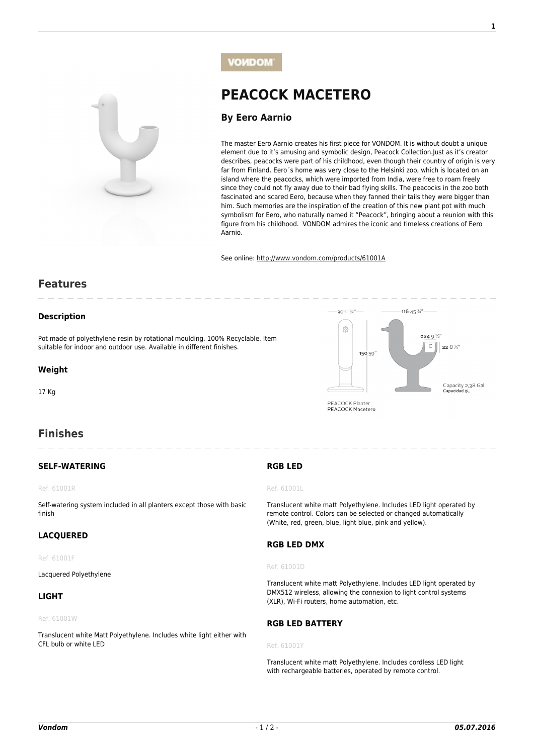VONDOM

# PEACOCK MACETERO

### By Eero Aarnio

The master Eero Aarnio creates his first piece for VONDOM. It is without doubt a unique element due to it's amusing and symbolic design, Peacock Collection.Just as it's creator describes, peacocks were part of his childhood, even though their country of origin is very far from Finland. Eero´s home was very close to the Helsinki zoo, which is located on an island where the peacocks, which were imported from India, were free to roam freely since they could not fly away due to their bad flying skills. The peacocks in the zoo both fascinated and scared Eero, because when they fanned their tails they were bigger than him. Such memories are the inspiration of the creation of this new plant pot with much symbolism for Eero, who naturally named it "Peacock", bringing about a reunion with this figure from his childhood. VONDOM admires the iconic and timeless creations of Eero Aarnio.

See online: http://www.vondom.com/products/61001A

## Features

### Description

Pot made of polyethylene resin by rotational moulding. 100% Recyclable. Item suitable for indoor and outdoor use. Available in different finishes.

### Weight

17 Kg

30 11 ¾" · 116 45 ¾" · 150 59" · ø24 9 ½" · 22 8 ¾"

Capacity 2,38 Gal
Capacidad 9L

PEACOCK Planter
PEACOCK Macetero

## Finishes

### SELF-WATERING

Ref. 61001R

Self-watering system included in all planters except those with basic finish

### LACQUERED

Ref. 61001F

Lacquered Polyethylene

### LIGHT

Ref. 61001W

Translucent white Matt Polyethylene. Includes white light either with CFL bulb or white LED

### RGB LED

Ref. 61001L

Translucent white matt Polyethylene. Includes LED light operated by remote control. Colors can be selected or changed automatically (White, red, green, blue, light blue, pink and yellow).

### RGB LED DMX

Ref. 61001D

Translucent white matt Polyethylene. Includes LED light operated by DMX512 wireless, allowing the connexion to light control systems (XLR), Wi-Fi routers, home automation, etc.

### RGB LED BATTERY

Ref. 61001Y

Translucent white matt Polyethylene. Includes cordless LED light with rechargeable batteries, operated by remote control.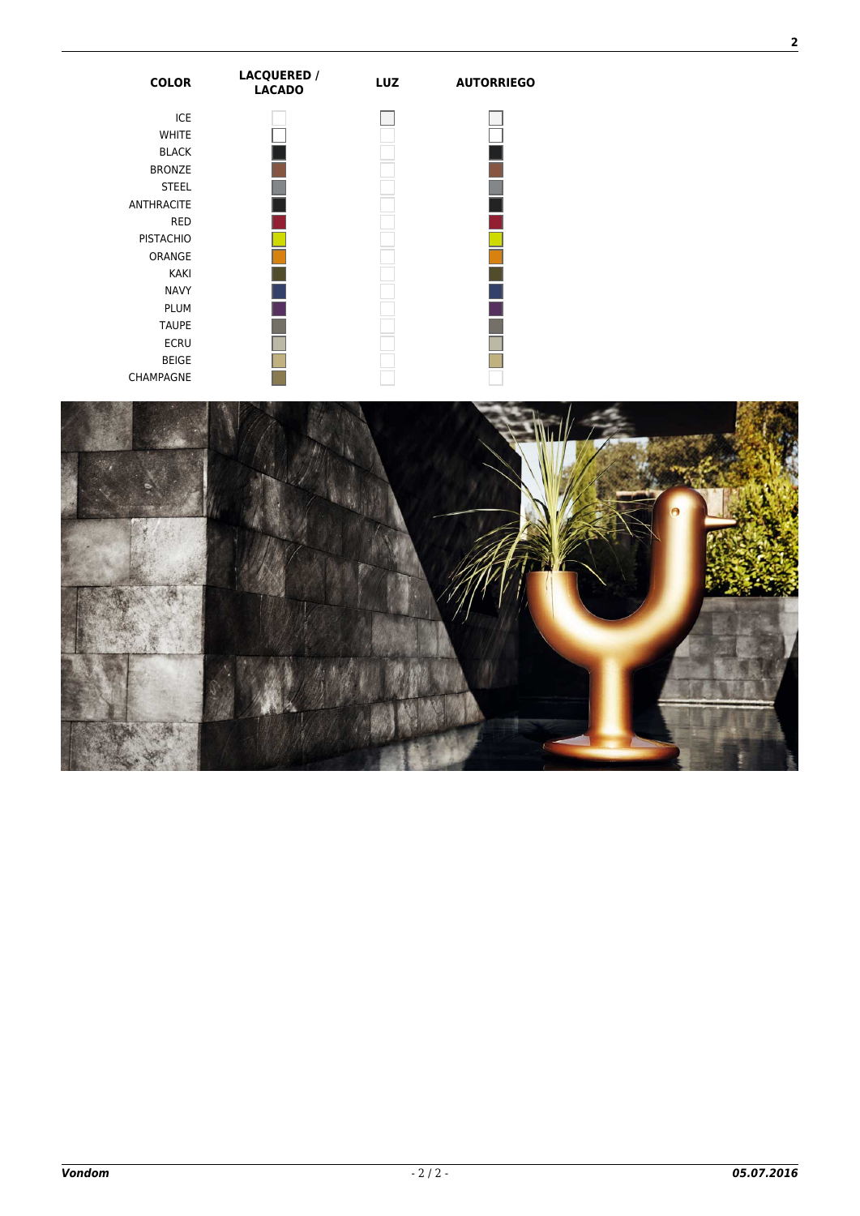| COLOR | LACQUERED / LACADO | LUZ | AUTORRIEGO |
|---|---|---|---|
| ICE | | ✓ | ✓ |
| WHITE | ✓ | | ✓ |
| BLACK | ✓ | | ✓ |
| BRONZE | ✓ | | ✓ |
| STEEL | ✓ | | ✓ |
| ANTHRACITE | ✓ | | ✓ |
| RED | ✓ | | ✓ |
| PISTACHIO | ✓ | | ✓ |
| ORANGE | ✓ | | ✓ |
| KAKI | ✓ | | ✓ |
| NAVY | ✓ | | ✓ |
| PLUM | ✓ | | ✓ |
| TAUPE | ✓ | | ✓ |
| ECRU | ✓ | | ✓ |
| BEIGE | ✓ | | ✓ |
| CHAMPAGNE | ✓ | | |